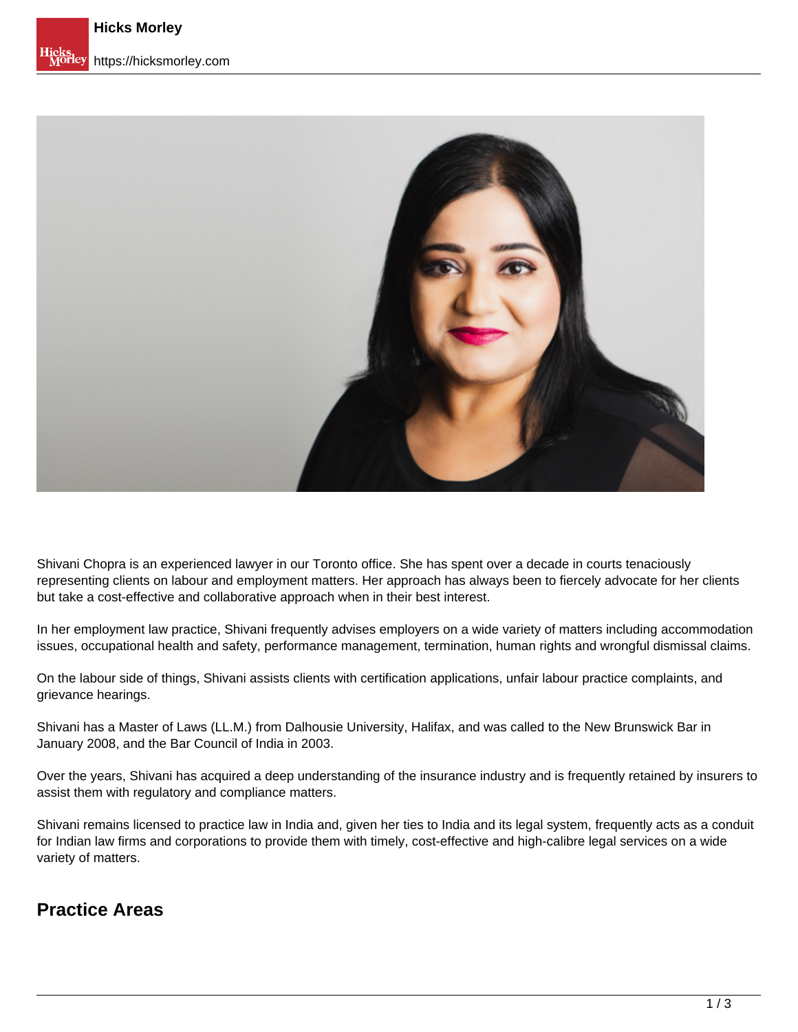Shivani Chopra is an experienced lawyer in our Toronto office. She has spent over a decade in courts tenaciously representing clients on labour and employment matters. Her approach has always been to fiercely advocate for her clients but take a cost-effective and collaborative approach when in their best interest.

In her employment law practice, Shivani frequently advises employers on a wide variety of matters including accommodation issues, occupational health and safety, performance management, termination, human rights and wrongful dismissal claims.

On the labour side of things, Shivani assists clients with certification applications, unfair labour practice complaints, and grievance hearings.

Shivani has a Master of Laws (LL.M.) from Dalhousie University, Halifax, and was called to the New Brunswick Bar in January 2008, and the Bar Council of India in 2003.

Over the years, Shivani has acquired a deep understanding of the insurance industry and is frequently retained by insurers to assist them with regulatory and compliance matters.

Shivani remains licensed to practice law in India and, given her ties to India and its legal system, frequently acts as a conduit for Indian law firms and corporations to provide them with timely, cost-effective and high-calibre legal services on a wide variety of matters.

## Practice Areas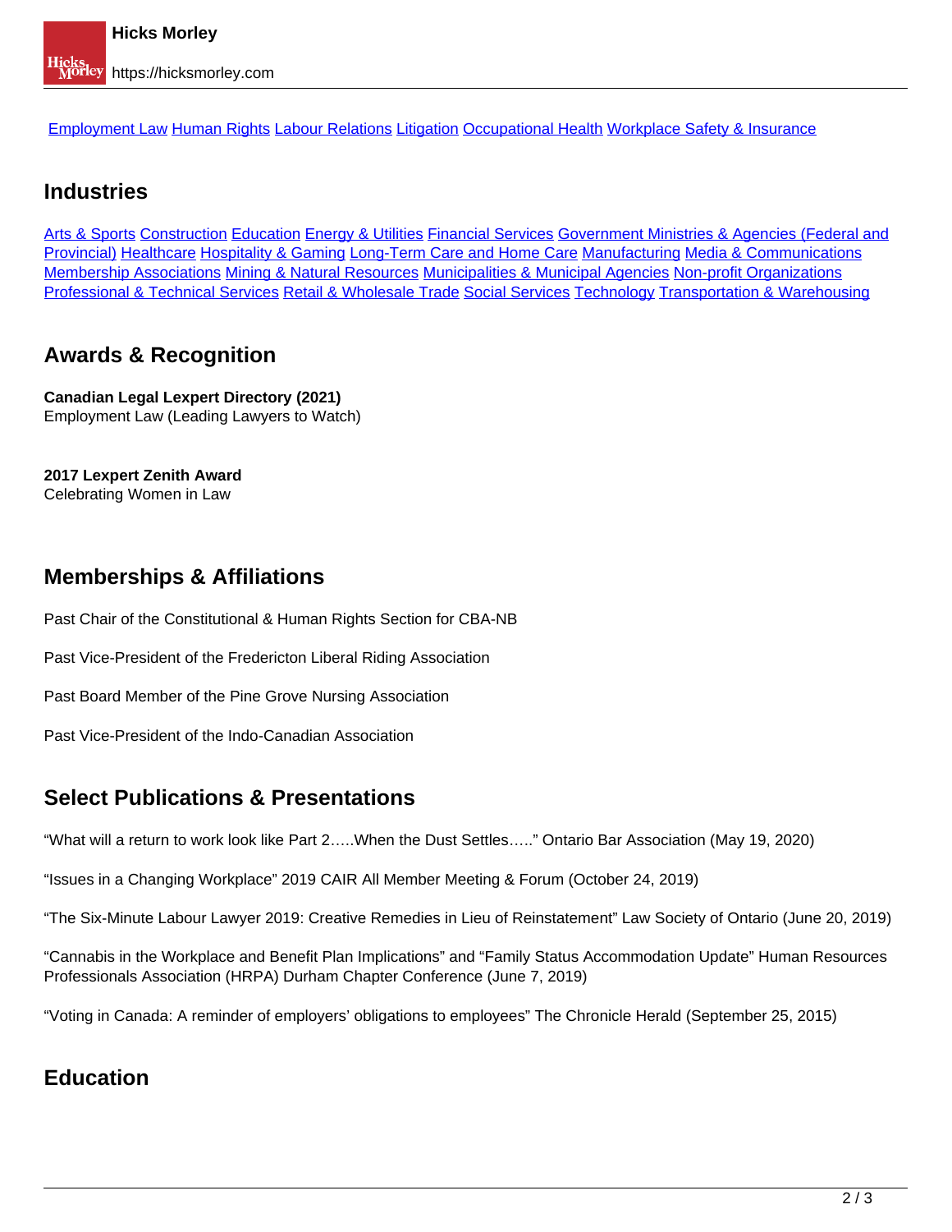Employment Law Human Rights Labour Relations Litigation Occupational Health Workplace Safety & Insurance

## Industries

Arts & Sports Construction Education Energy & Utilities Financial Services Government Ministries & Agencies (Federal and Provincial) Healthcare Hospitality & Gaming Long-Term Care and Home Care Manufacturing Media & Communications Membership Associations Mining & Natural Resources Municipalities & Municipal Agencies Non-profit Organizations Professional & Technical Services Retail & Wholesale Trade Social Services Technology Transportation & Warehousing

## Awards & Recognition

**Canadian Legal Lexpert Directory (2021)**
Employment Law (Leading Lawyers to Watch)

**2017 Lexpert Zenith Award**
Celebrating Women in Law

## Memberships & Affiliations

Past Chair of the Constitutional & Human Rights Section for CBA-NB

Past Vice-President of the Fredericton Liberal Riding Association

Past Board Member of the Pine Grove Nursing Association

Past Vice-President of the Indo-Canadian Association

## Select Publications & Presentations

"What will a return to work look like Part 2…..When the Dust Settles….." Ontario Bar Association (May 19, 2020)

"Issues in a Changing Workplace" 2019 CAIR All Member Meeting & Forum (October 24, 2019)

"The Six-Minute Labour Lawyer 2019: Creative Remedies in Lieu of Reinstatement" Law Society of Ontario (June 20, 2019)

"Cannabis in the Workplace and Benefit Plan Implications" and "Family Status Accommodation Update" Human Resources Professionals Association (HRPA) Durham Chapter Conference (June 7, 2019)

"Voting in Canada: A reminder of employers' obligations to employees" The Chronicle Herald (September 25, 2015)

## Education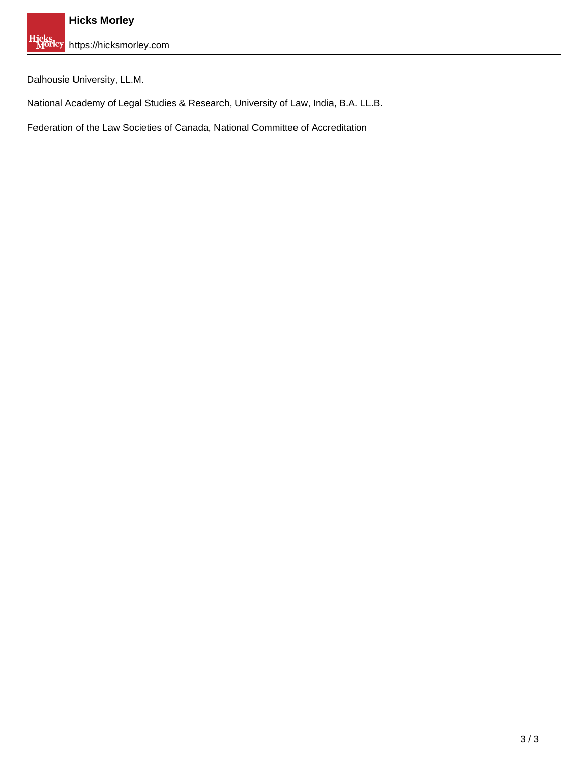Dalhousie University, LL.M.

National Academy of Legal Studies & Research, University of Law, India, B.A. LL.B.

Federation of the Law Societies of Canada, National Committee of Accreditation